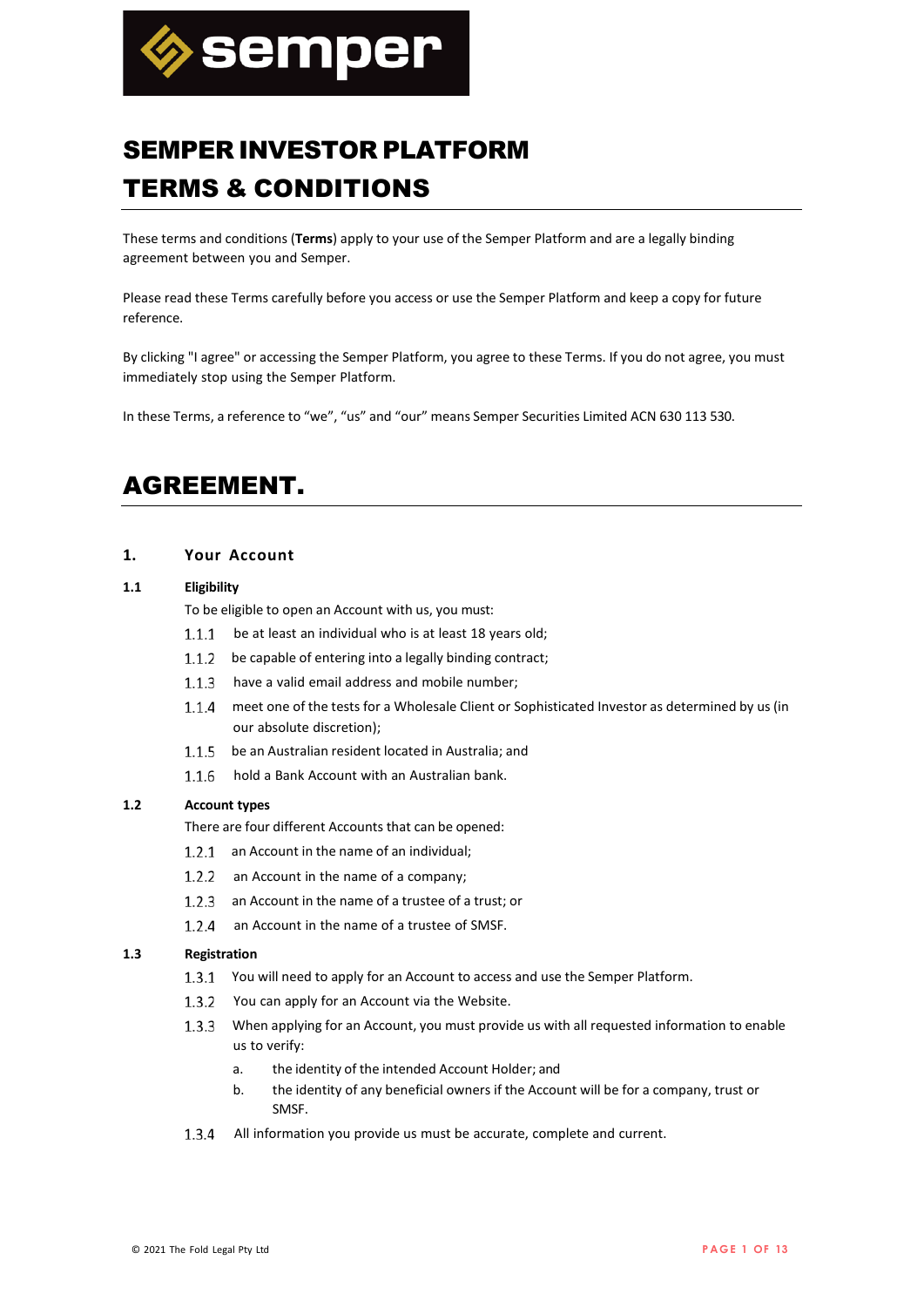# SEMPER INVESTOR PLATFORM TERMS & CONDITIONS

These terms and conditions (**Terms**) apply to your use of the Semper Platform and are a legally binding agreement between you and Semper.

Please read these Terms carefully before you access or use the Semper Platform and keep a copy for future reference.

By clicking "I agree" or accessing the Semper Platform, you agree to these Terms. If you do not agree, you must immediately stop using the Semper Platform.

In these Terms, a reference to "we", "us" and "our" means Semper Securities Limited ACN 630 113 530.

# AGREEMENT.

## 1. Your Account

### 1.1 Eligibility

To be eligible to open an Account with us, you must:

1.1.1 be at least an individual who is at least 18 years old;

1.1.2 be capable of entering into a legally binding contract;

1.1.3 have a valid email address and mobile number;

1.1.4 meet one of the tests for a Wholesale Client or Sophisticated Investor as determined by us (in our absolute discretion);

1.1.5 be an Australian resident located in Australia; and

1.1.6 hold a Bank Account with an Australian bank.

### 1.2 Account types

There are four different Accounts that can be opened:

1.2.1 an Account in the name of an individual;

1.2.2 an Account in the name of a company;

1.2.3 an Account in the name of a trustee of a trust; or

1.2.4 an Account in the name of a trustee of SMSF.

### 1.3 Registration

1.3.1 You will need to apply for an Account to access and use the Semper Platform.

1.3.2 You can apply for an Account via the Website.

1.3.3 When applying for an Account, you must provide us with all requested information to enable us to verify:

a. the identity of the intended Account Holder; and

b. the identity of any beneficial owners if the Account will be for a company, trust or SMSF.

1.3.4 All information you provide us must be accurate, complete and current.

© 2021 The Fold Legal Pty Ltd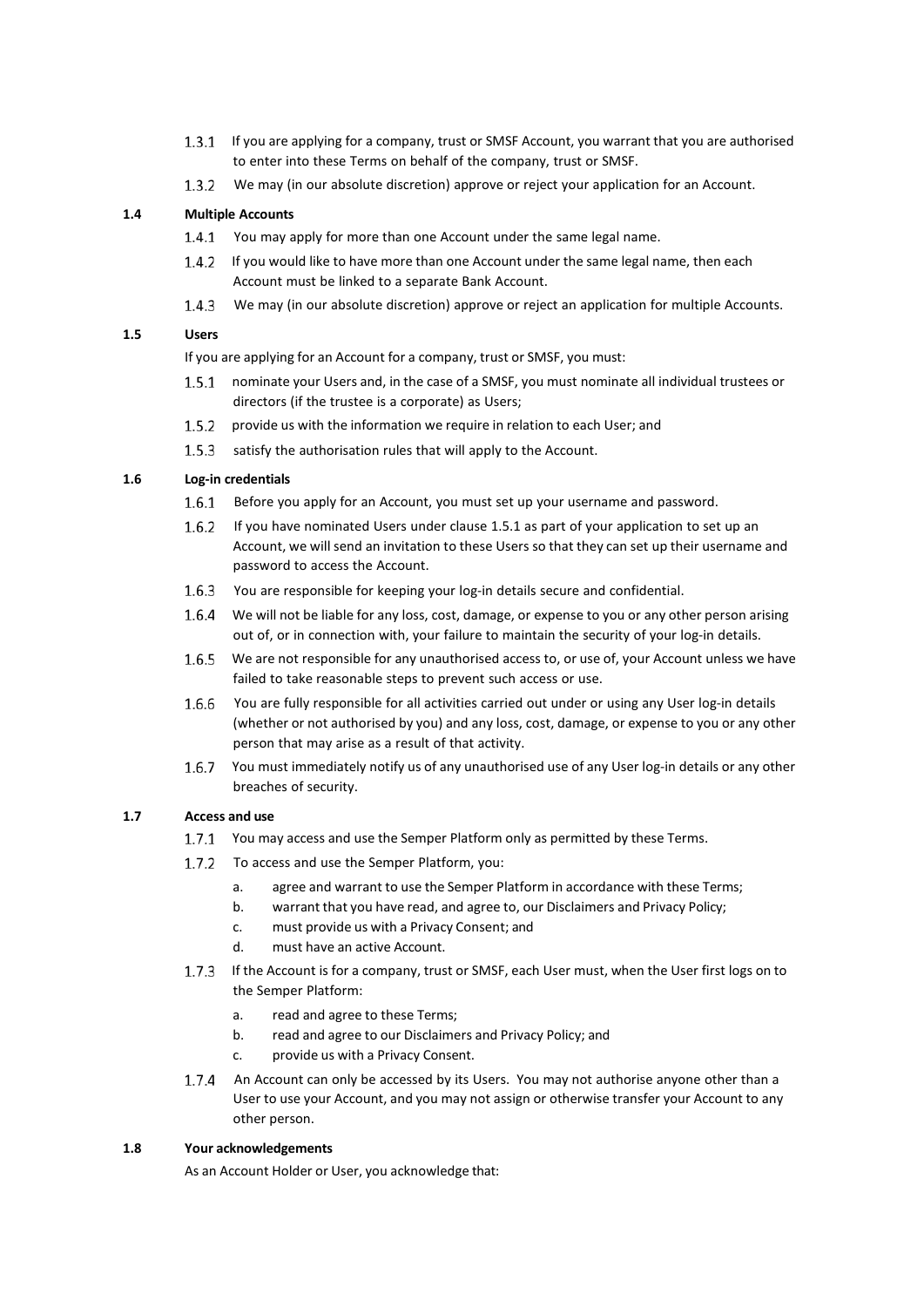1.3.1 If you are applying for a company, trust or SMSF Account, you warrant that you are authorised to enter into these Terms on behalf of the company, trust or SMSF.

1.3.2 We may (in our absolute discretion) approve or reject your application for an Account.

**1.4 Multiple Accounts**

1.4.1 You may apply for more than one Account under the same legal name.

1.4.2 If you would like to have more than one Account under the same legal name, then each Account must be linked to a separate Bank Account.

1.4.3 We may (in our absolute discretion) approve or reject an application for multiple Accounts.

**1.5 Users**

If you are applying for an Account for a company, trust or SMSF, you must:

1.5.1 nominate your Users and, in the case of a SMSF, you must nominate all individual trustees or directors (if the trustee is a corporate) as Users;

1.5.2 provide us with the information we require in relation to each User; and

1.5.3 satisfy the authorisation rules that will apply to the Account.

**1.6 Log-in credentials**

1.6.1 Before you apply for an Account, you must set up your username and password.

1.6.2 If you have nominated Users under clause 1.5.1 as part of your application to set up an Account, we will send an invitation to these Users so that they can set up their username and password to access the Account.

1.6.3 You are responsible for keeping your log-in details secure and confidential.

1.6.4 We will not be liable for any loss, cost, damage, or expense to you or any other person arising out of, or in connection with, your failure to maintain the security of your log-in details.

1.6.5 We are not responsible for any unauthorised access to, or use of, your Account unless we have failed to take reasonable steps to prevent such access or use.

1.6.6 You are fully responsible for all activities carried out under or using any User log-in details (whether or not authorised by you) and any loss, cost, damage, or expense to you or any other person that may arise as a result of that activity.

1.6.7 You must immediately notify us of any unauthorised use of any User log-in details or any other breaches of security.

**1.7 Access and use**

1.7.1 You may access and use the Semper Platform only as permitted by these Terms.

1.7.2 To access and use the Semper Platform, you:

a. agree and warrant to use the Semper Platform in accordance with these Terms;
b. warrant that you have read, and agree to, our Disclaimers and Privacy Policy;
c. must provide us with a Privacy Consent; and
d. must have an active Account.

1.7.3 If the Account is for a company, trust or SMSF, each User must, when the User first logs on to the Semper Platform:

a. read and agree to these Terms;
b. read and agree to our Disclaimers and Privacy Policy; and
c. provide us with a Privacy Consent.

1.7.4 An Account can only be accessed by its Users. You may not authorise anyone other than a User to use your Account, and you may not assign or otherwise transfer your Account to any other person.

**1.8 Your acknowledgements**

As an Account Holder or User, you acknowledge that: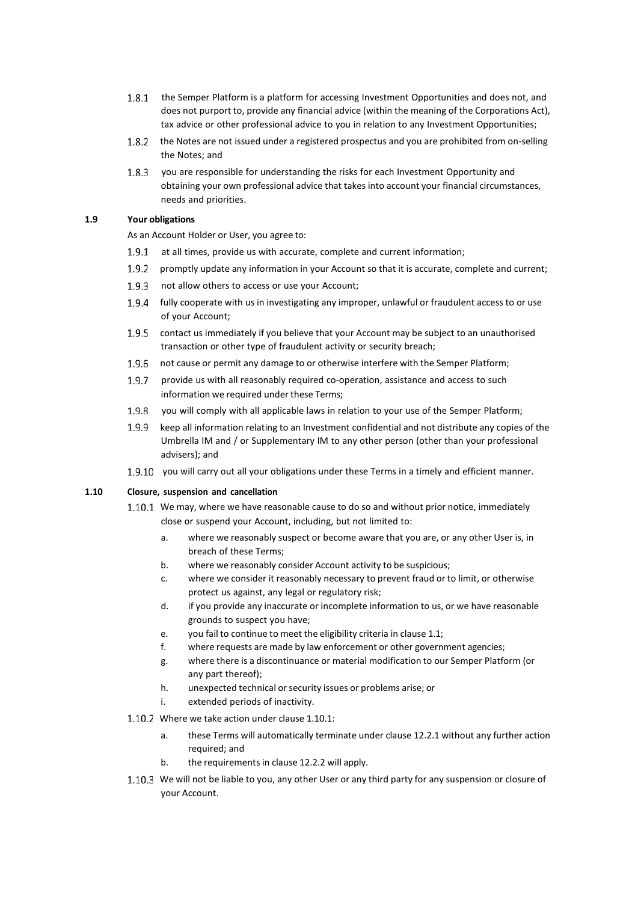1.8.1 the Semper Platform is a platform for accessing Investment Opportunities and does not, and does not purport to, provide any financial advice (within the meaning of the Corporations Act), tax advice or other professional advice to you in relation to any Investment Opportunities;

1.8.2 the Notes are not issued under a registered prospectus and you are prohibited from on-selling the Notes; and

1.8.3 you are responsible for understanding the risks for each Investment Opportunity and obtaining your own professional advice that takes into account your financial circumstances, needs and priorities.

**1.9 Your obligations**

As an Account Holder or User, you agree to:

1.9.1 at all times, provide us with accurate, complete and current information;

1.9.2 promptly update any information in your Account so that it is accurate, complete and current;

1.9.3 not allow others to access or use your Account;

1.9.4 fully cooperate with us in investigating any improper, unlawful or fraudulent access to or use of your Account;

1.9.5 contact us immediately if you believe that your Account may be subject to an unauthorised transaction or other type of fraudulent activity or security breach;

1.9.6 not cause or permit any damage to or otherwise interfere with the Semper Platform;

1.9.7 provide us with all reasonably required co-operation, assistance and access to such information we required under these Terms;

1.9.8 you will comply with all applicable laws in relation to your use of the Semper Platform;

1.9.9 keep all information relating to an Investment confidential and not distribute any copies of the Umbrella IM and / or Supplementary IM to any other person (other than your professional advisers); and

1.9.10 you will carry out all your obligations under these Terms in a timely and efficient manner.

**1.10 Closure, suspension and cancellation**

1.10.1 We may, where we have reasonable cause to do so and without prior notice, immediately close or suspend your Account, including, but not limited to:

a. where we reasonably suspect or become aware that you are, or any other User is, in breach of these Terms;
b. where we reasonably consider Account activity to be suspicious;
c. where we consider it reasonably necessary to prevent fraud or to limit, or otherwise protect us against, any legal or regulatory risk;
d. if you provide any inaccurate or incomplete information to us, or we have reasonable grounds to suspect you have;
e. you fail to continue to meet the eligibility criteria in clause 1.1;
f. where requests are made by law enforcement or other government agencies;
g. where there is a discontinuance or material modification to our Semper Platform (or any part thereof);
h. unexpected technical or security issues or problems arise; or
i. extended periods of inactivity.

1.10.2 Where we take action under clause 1.10.1:

a. these Terms will automatically terminate under clause 12.2.1 without any further action required; and
b. the requirements in clause 12.2.2 will apply.

1.10.3 We will not be liable to you, any other User or any third party for any suspension or closure of your Account.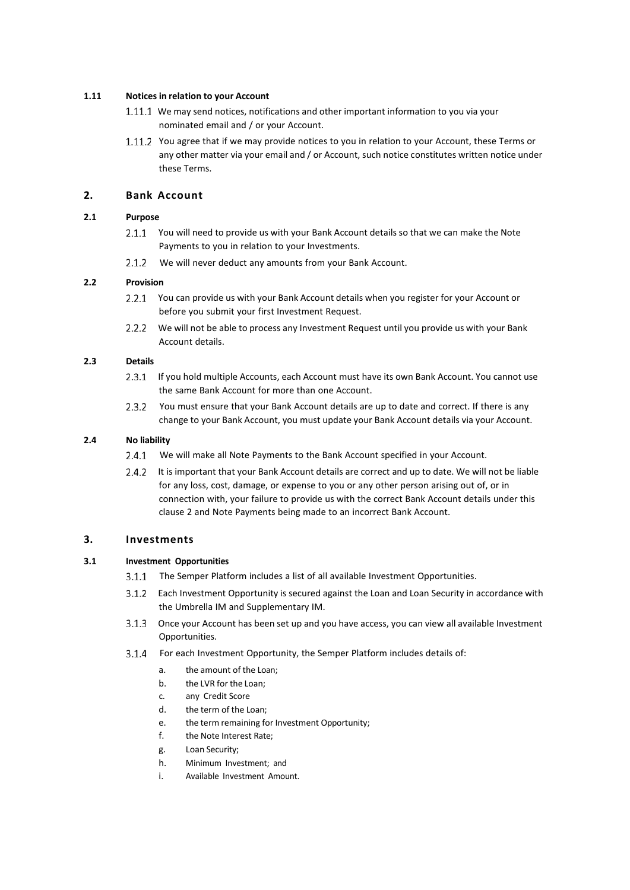**1.11 Notices in relation to your Account**

1.11.1 We may send notices, notifications and other important information to you via your nominated email and / or your Account.

1.11.2 You agree that if we may provide notices to you in relation to your Account, these Terms or any other matter via your email and / or Account, such notice constitutes written notice under these Terms.

## 2. Bank Account

**2.1 Purpose**

2.1.1 You will need to provide us with your Bank Account details so that we can make the Note Payments to you in relation to your Investments.

2.1.2 We will never deduct any amounts from your Bank Account.

**2.2 Provision**

2.2.1 You can provide us with your Bank Account details when you register for your Account or before you submit your first Investment Request.

2.2.2 We will not be able to process any Investment Request until you provide us with your Bank Account details.

**2.3 Details**

2.3.1 If you hold multiple Accounts, each Account must have its own Bank Account. You cannot use the same Bank Account for more than one Account.

2.3.2 You must ensure that your Bank Account details are up to date and correct. If there is any change to your Bank Account, you must update your Bank Account details via your Account.

**2.4 No liability**

2.4.1 We will make all Note Payments to the Bank Account specified in your Account.

2.4.2 It is important that your Bank Account details are correct and up to date. We will not be liable for any loss, cost, damage, or expense to you or any other person arising out of, or in connection with, your failure to provide us with the correct Bank Account details under this clause 2 and Note Payments being made to an incorrect Bank Account.

## 3. Investments

**3.1 Investment Opportunities**

3.1.1 The Semper Platform includes a list of all available Investment Opportunities.

3.1.2 Each Investment Opportunity is secured against the Loan and Loan Security in accordance with the Umbrella IM and Supplementary IM.

3.1.3 Once your Account has been set up and you have access, you can view all available Investment Opportunities.

3.1.4 For each Investment Opportunity, the Semper Platform includes details of:

a. the amount of the Loan;
b. the LVR for the Loan;
c. any Credit Score
d. the term of the Loan;
e. the term remaining for Investment Opportunity;
f. the Note Interest Rate;
g. Loan Security;
h. Minimum Investment; and
i. Available Investment Amount.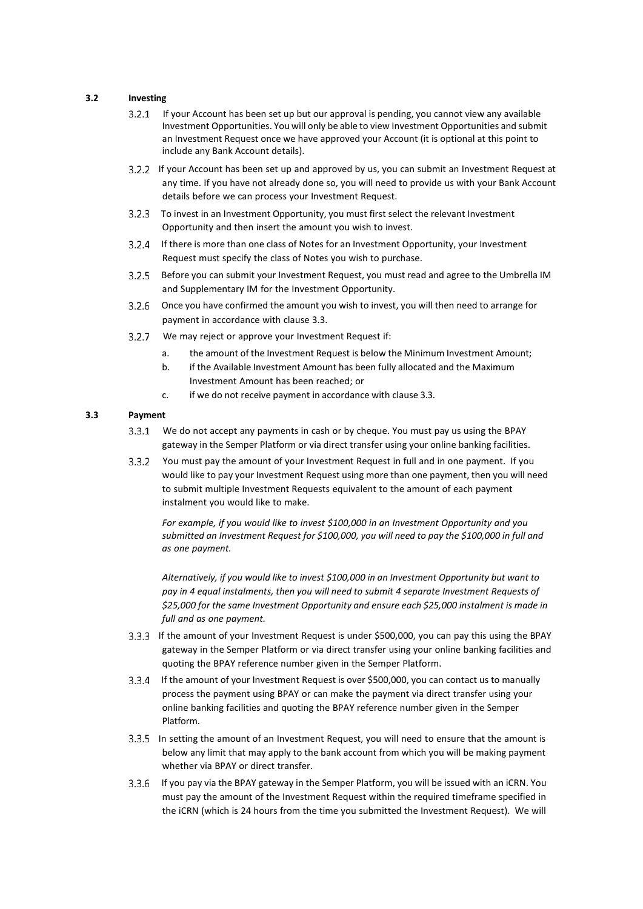**3.2 Investing**

3.2.1 If your Account has been set up but our approval is pending, you cannot view any available Investment Opportunities. You will only be able to view Investment Opportunities and submit an Investment Request once we have approved your Account (it is optional at this point to include any Bank Account details).

3.2.2 If your Account has been set up and approved by us, you can submit an Investment Request at any time. If you have not already done so, you will need to provide us with your Bank Account details before we can process your Investment Request.

3.2.3 To invest in an Investment Opportunity, you must first select the relevant Investment Opportunity and then insert the amount you wish to invest.

3.2.4 If there is more than one class of Notes for an Investment Opportunity, your Investment Request must specify the class of Notes you wish to purchase.

3.2.5 Before you can submit your Investment Request, you must read and agree to the Umbrella IM and Supplementary IM for the Investment Opportunity.

3.2.6 Once you have confirmed the amount you wish to invest, you will then need to arrange for payment in accordance with clause 3.3.

3.2.7 We may reject or approve your Investment Request if:

a. the amount of the Investment Request is below the Minimum Investment Amount;

b. if the Available Investment Amount has been fully allocated and the Maximum Investment Amount has been reached; or

c. if we do not receive payment in accordance with clause 3.3.

**3.3 Payment**

3.3.1 We do not accept any payments in cash or by cheque. You must pay us using the BPAY gateway in the Semper Platform or via direct transfer using your online banking facilities.

3.3.2 You must pay the amount of your Investment Request in full and in one payment. If you would like to pay your Investment Request using more than one payment, then you will need to submit multiple Investment Requests equivalent to the amount of each payment instalment you would like to make.

*For example, if you would like to invest $100,000 in an Investment Opportunity and you submitted an Investment Request for $100,000, you will need to pay the $100,000 in full and as one payment.*

*Alternatively, if you would like to invest $100,000 in an Investment Opportunity but want to pay in 4 equal instalments, then you will need to submit 4 separate Investment Requests of $25,000 for the same Investment Opportunity and ensure each $25,000 instalment is made in full and as one payment.*

3.3.3 If the amount of your Investment Request is under $500,000, you can pay this using the BPAY gateway in the Semper Platform or via direct transfer using your online banking facilities and quoting the BPAY reference number given in the Semper Platform.

3.3.4 If the amount of your Investment Request is over $500,000, you can contact us to manually process the payment using BPAY or can make the payment via direct transfer using your online banking facilities and quoting the BPAY reference number given in the Semper Platform.

3.3.5 In setting the amount of an Investment Request, you will need to ensure that the amount is below any limit that may apply to the bank account from which you will be making payment whether via BPAY or direct transfer.

3.3.6 If you pay via the BPAY gateway in the Semper Platform, you will be issued with an iCRN. You must pay the amount of the Investment Request within the required timeframe specified in the iCRN (which is 24 hours from the time you submitted the Investment Request). We will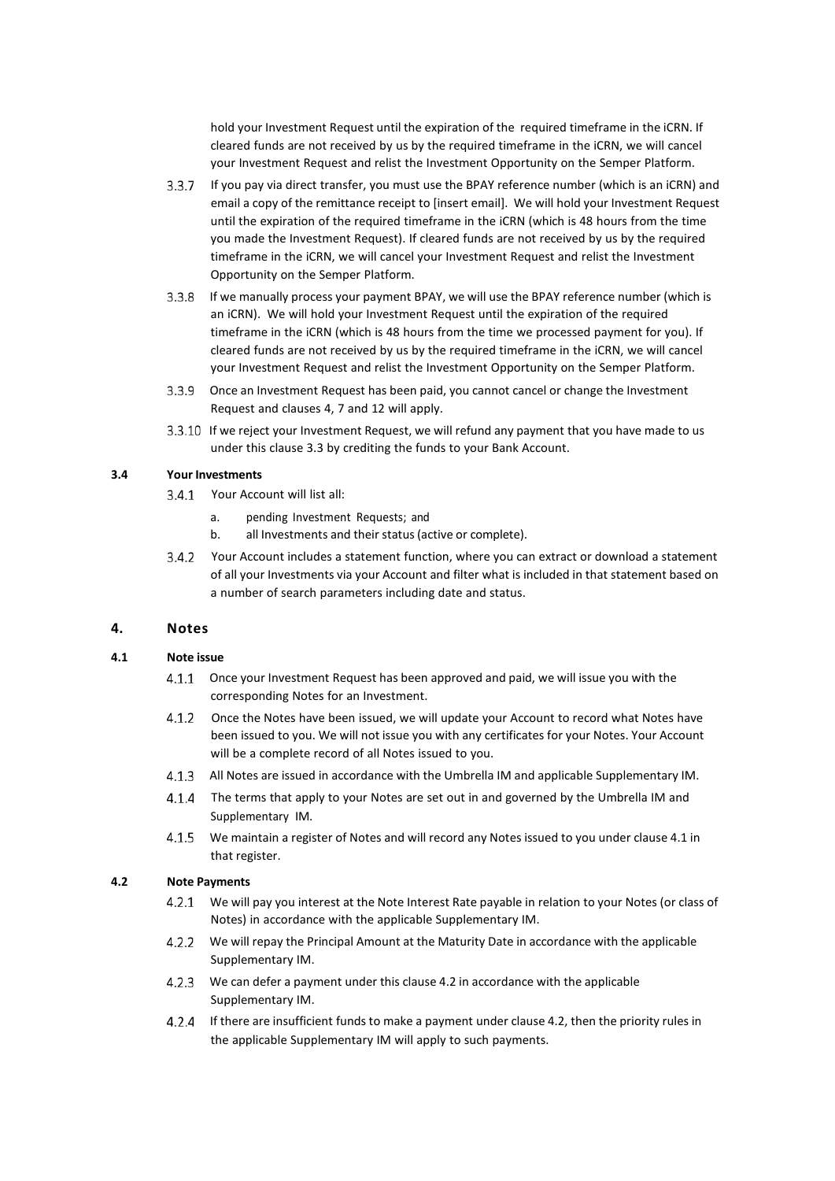hold your Investment Request until the expiration of the required timeframe in the iCRN. If cleared funds are not received by us by the required timeframe in the iCRN, we will cancel your Investment Request and relist the Investment Opportunity on the Semper Platform.

3.3.7 If you pay via direct transfer, you must use the BPAY reference number (which is an iCRN) and email a copy of the remittance receipt to [insert email]. We will hold your Investment Request until the expiration of the required timeframe in the iCRN (which is 48 hours from the time you made the Investment Request). If cleared funds are not received by us by the required timeframe in the iCRN, we will cancel your Investment Request and relist the Investment Opportunity on the Semper Platform.

3.3.8 If we manually process your payment BPAY, we will use the BPAY reference number (which is an iCRN). We will hold your Investment Request until the expiration of the required timeframe in the iCRN (which is 48 hours from the time we processed payment for you). If cleared funds are not received by us by the required timeframe in the iCRN, we will cancel your Investment Request and relist the Investment Opportunity on the Semper Platform.

3.3.9 Once an Investment Request has been paid, you cannot cancel or change the Investment Request and clauses 4, 7 and 12 will apply.

3.3.10 If we reject your Investment Request, we will refund any payment that you have made to us under this clause 3.3 by crediting the funds to your Bank Account.

**3.4 Your Investments**

3.4.1 Your Account will list all:

a. pending Investment Requests; and
b. all Investments and their status (active or complete).

3.4.2 Your Account includes a statement function, where you can extract or download a statement of all your Investments via your Account and filter what is included in that statement based on a number of search parameters including date and status.

## 4. Notes

**4.1 Note issue**

4.1.1 Once your Investment Request has been approved and paid, we will issue you with the corresponding Notes for an Investment.

4.1.2 Once the Notes have been issued, we will update your Account to record what Notes have been issued to you. We will not issue you with any certificates for your Notes. Your Account will be a complete record of all Notes issued to you.

4.1.3 All Notes are issued in accordance with the Umbrella IM and applicable Supplementary IM.

4.1.4 The terms that apply to your Notes are set out in and governed by the Umbrella IM and Supplementary IM.

4.1.5 We maintain a register of Notes and will record any Notes issued to you under clause 4.1 in that register.

**4.2 Note Payments**

4.2.1 We will pay you interest at the Note Interest Rate payable in relation to your Notes (or class of Notes) in accordance with the applicable Supplementary IM.

4.2.2 We will repay the Principal Amount at the Maturity Date in accordance with the applicable Supplementary IM.

4.2.3 We can defer a payment under this clause 4.2 in accordance with the applicable Supplementary IM.

4.2.4 If there are insufficient funds to make a payment under clause 4.2, then the priority rules in the applicable Supplementary IM will apply to such payments.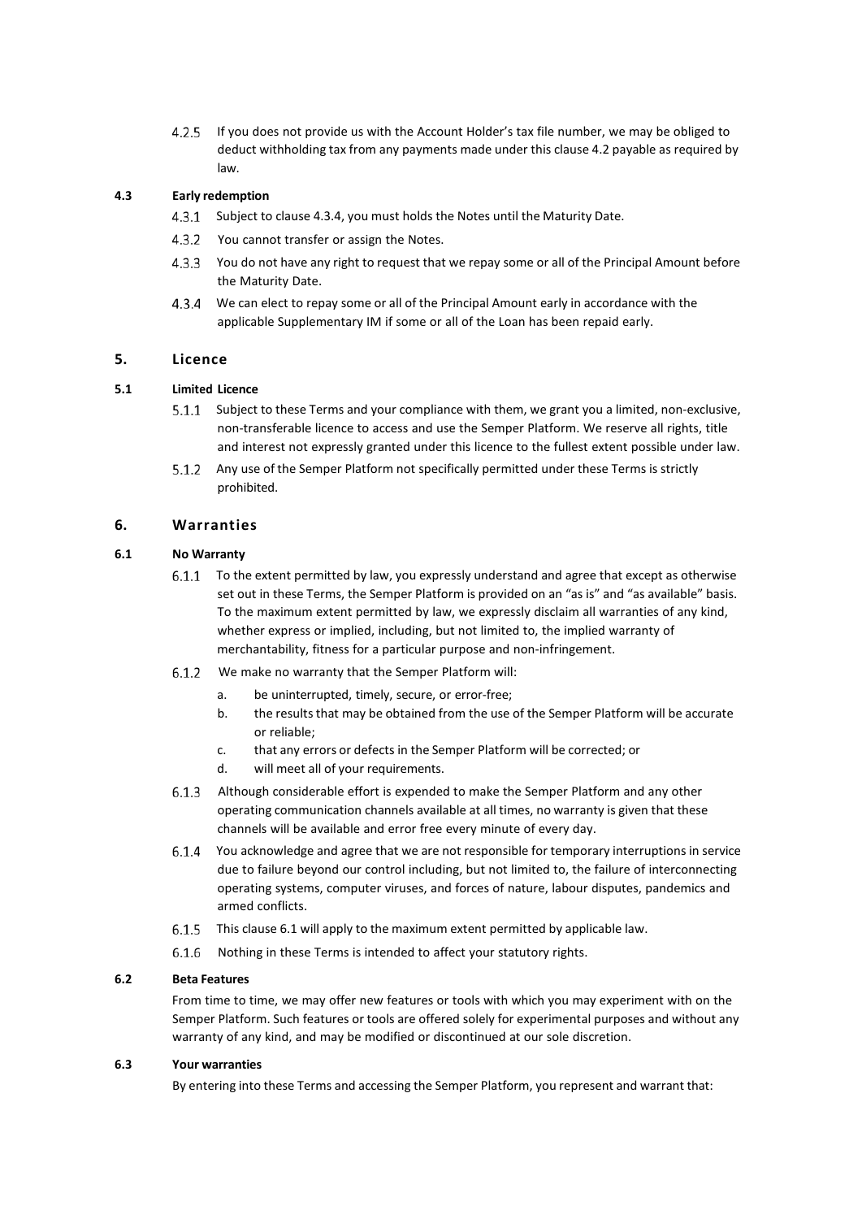4.2.5 If you does not provide us with the Account Holder's tax file number, we may be obliged to deduct withholding tax from any payments made under this clause 4.2 payable as required by law.

**4.3 Early redemption**

4.3.1 Subject to clause 4.3.4, you must holds the Notes until the Maturity Date.

4.3.2 You cannot transfer or assign the Notes.

4.3.3 You do not have any right to request that we repay some or all of the Principal Amount before the Maturity Date.

4.3.4 We can elect to repay some or all of the Principal Amount early in accordance with the applicable Supplementary IM if some or all of the Loan has been repaid early.

## 5. Licence

**5.1 Limited Licence**

5.1.1 Subject to these Terms and your compliance with them, we grant you a limited, non-exclusive, non-transferable licence to access and use the Semper Platform. We reserve all rights, title and interest not expressly granted under this licence to the fullest extent possible under law.

5.1.2 Any use of the Semper Platform not specifically permitted under these Terms is strictly prohibited.

## 6. Warranties

**6.1 No Warranty**

6.1.1 To the extent permitted by law, you expressly understand and agree that except as otherwise set out in these Terms, the Semper Platform is provided on an "as is" and "as available" basis. To the maximum extent permitted by law, we expressly disclaim all warranties of any kind, whether express or implied, including, but not limited to, the implied warranty of merchantability, fitness for a particular purpose and non-infringement.

6.1.2 We make no warranty that the Semper Platform will:

a. be uninterrupted, timely, secure, or error-free;

b. the results that may be obtained from the use of the Semper Platform will be accurate or reliable;

c. that any errors or defects in the Semper Platform will be corrected; or

d. will meet all of your requirements.

6.1.3 Although considerable effort is expended to make the Semper Platform and any other operating communication channels available at all times, no warranty is given that these channels will be available and error free every minute of every day.

6.1.4 You acknowledge and agree that we are not responsible for temporary interruptions in service due to failure beyond our control including, but not limited to, the failure of interconnecting operating systems, computer viruses, and forces of nature, labour disputes, pandemics and armed conflicts.

6.1.5 This clause 6.1 will apply to the maximum extent permitted by applicable law.

6.1.6 Nothing in these Terms is intended to affect your statutory rights.

**6.2 Beta Features**

From time to time, we may offer new features or tools with which you may experiment with on the Semper Platform. Such features or tools are offered solely for experimental purposes and without any warranty of any kind, and may be modified or discontinued at our sole discretion.

**6.3 Your warranties**

By entering into these Terms and accessing the Semper Platform, you represent and warrant that: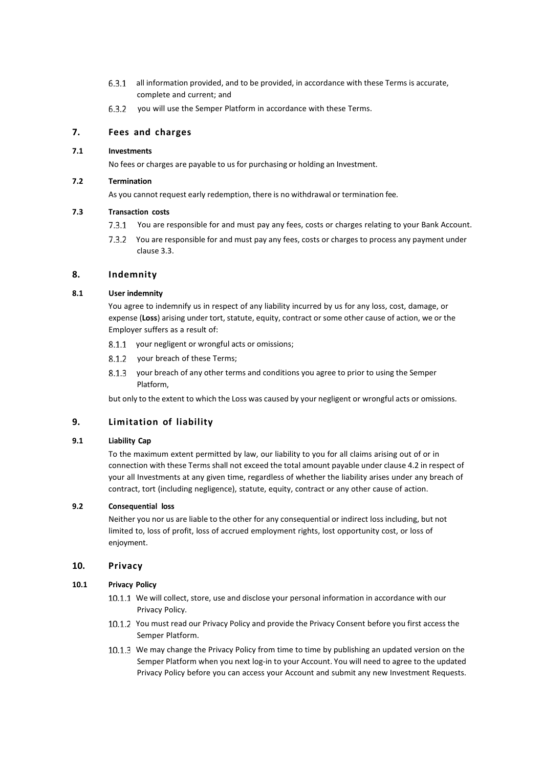6.3.1 all information provided, and to be provided, in accordance with these Terms is accurate, complete and current; and

6.3.2 you will use the Semper Platform in accordance with these Terms.

## 7. Fees and charges

### 7.1 Investments

No fees or charges are payable to us for purchasing or holding an Investment.

### 7.2 Termination

As you cannot request early redemption, there is no withdrawal or termination fee.

### 7.3 Transaction costs

7.3.1 You are responsible for and must pay any fees, costs or charges relating to your Bank Account.

7.3.2 You are responsible for and must pay any fees, costs or charges to process any payment under clause 3.3.

## 8. Indemnity

### 8.1 User indemnity

You agree to indemnify us in respect of any liability incurred by us for any loss, cost, damage, or expense (**Loss**) arising under tort, statute, equity, contract or some other cause of action, we or the Employer suffers as a result of:

8.1.1 your negligent or wrongful acts or omissions;

8.1.2 your breach of these Terms;

8.1.3 your breach of any other terms and conditions you agree to prior to using the Semper Platform,

but only to the extent to which the Loss was caused by your negligent or wrongful acts or omissions.

## 9. Limitation of liability

### 9.1 Liability Cap

To the maximum extent permitted by law, our liability to you for all claims arising out of or in connection with these Terms shall not exceed the total amount payable under clause 4.2 in respect of your all Investments at any given time, regardless of whether the liability arises under any breach of contract, tort (including negligence), statute, equity, contract or any other cause of action.

### 9.2 Consequential loss

Neither you nor us are liable to the other for any consequential or indirect loss including, but not limited to, loss of profit, loss of accrued employment rights, lost opportunity cost, or loss of enjoyment.

## 10. Privacy

### 10.1 Privacy Policy

10.1.1 We will collect, store, use and disclose your personal information in accordance with our Privacy Policy.

10.1.2 You must read our Privacy Policy and provide the Privacy Consent before you first access the Semper Platform.

10.1.3 We may change the Privacy Policy from time to time by publishing an updated version on the Semper Platform when you next log-in to your Account. You will need to agree to the updated Privacy Policy before you can access your Account and submit any new Investment Requests.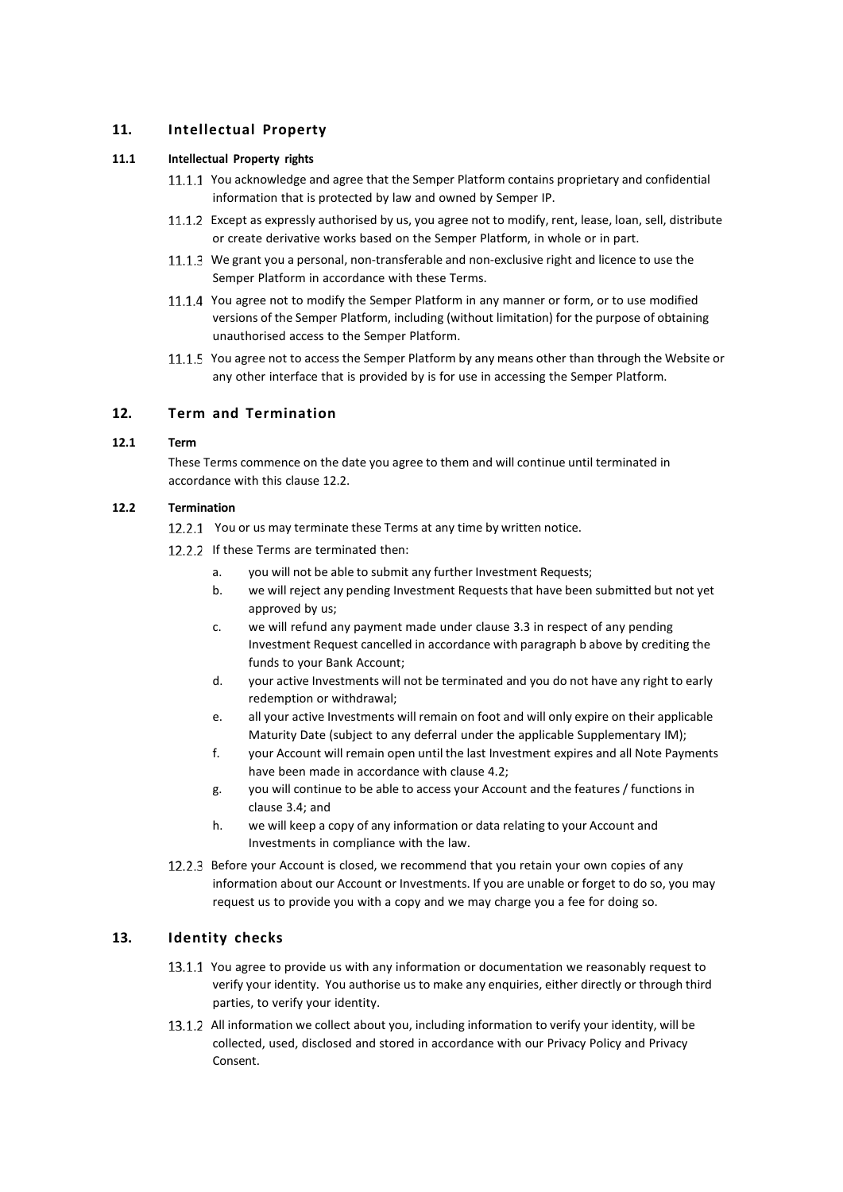## 11. Intellectual Property

### 11.1 Intellectual Property rights

11.1.1 You acknowledge and agree that the Semper Platform contains proprietary and confidential information that is protected by law and owned by Semper IP.

11.1.2 Except as expressly authorised by us, you agree not to modify, rent, lease, loan, sell, distribute or create derivative works based on the Semper Platform, in whole or in part.

11.1.3 We grant you a personal, non-transferable and non-exclusive right and licence to use the Semper Platform in accordance with these Terms.

11.1.4 You agree not to modify the Semper Platform in any manner or form, or to use modified versions of the Semper Platform, including (without limitation) for the purpose of obtaining unauthorised access to the Semper Platform.

11.1.5 You agree not to access the Semper Platform by any means other than through the Website or any other interface that is provided by is for use in accessing the Semper Platform.

## 12. Term and Termination

### 12.1 Term

These Terms commence on the date you agree to them and will continue until terminated in accordance with this clause 12.2.

### 12.2 Termination

12.2.1 You or us may terminate these Terms at any time by written notice.

12.2.2 If these Terms are terminated then:

a. you will not be able to submit any further Investment Requests;

b. we will reject any pending Investment Requests that have been submitted but not yet approved by us;

c. we will refund any payment made under clause 3.3 in respect of any pending Investment Request cancelled in accordance with paragraph b above by crediting the funds to your Bank Account;

d. your active Investments will not be terminated and you do not have any right to early redemption or withdrawal;

e. all your active Investments will remain on foot and will only expire on their applicable Maturity Date (subject to any deferral under the applicable Supplementary IM);

f. your Account will remain open until the last Investment expires and all Note Payments have been made in accordance with clause 4.2;

g. you will continue to be able to access your Account and the features / functions in clause 3.4; and

h. we will keep a copy of any information or data relating to your Account and Investments in compliance with the law.

12.2.3 Before your Account is closed, we recommend that you retain your own copies of any information about our Account or Investments. If you are unable or forget to do so, you may request us to provide you with a copy and we may charge you a fee for doing so.

## 13. Identity checks

13.1.1 You agree to provide us with any information or documentation we reasonably request to verify your identity. You authorise us to make any enquiries, either directly or through third parties, to verify your identity.

13.1.2 All information we collect about you, including information to verify your identity, will be collected, used, disclosed and stored in accordance with our Privacy Policy and Privacy Consent.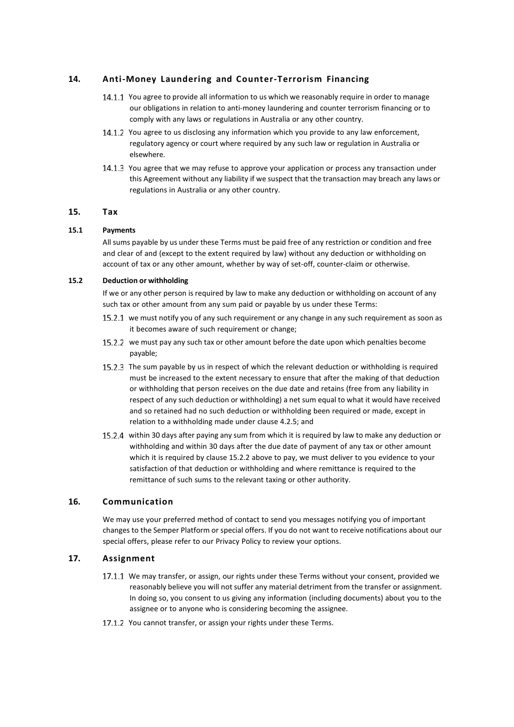## 14. Anti-Money Laundering and Counter-Terrorism Financing

14.1.1 You agree to provide all information to us which we reasonably require in order to manage our obligations in relation to anti-money laundering and counter terrorism financing or to comply with any laws or regulations in Australia or any other country.

14.1.2 You agree to us disclosing any information which you provide to any law enforcement, regulatory agency or court where required by any such law or regulation in Australia or elsewhere.

14.1.3 You agree that we may refuse to approve your application or process any transaction under this Agreement without any liability if we suspect that the transaction may breach any laws or regulations in Australia or any other country.

## 15. Tax

### 15.1 Payments

All sums payable by us under these Terms must be paid free of any restriction or condition and free and clear of and (except to the extent required by law) without any deduction or withholding on account of tax or any other amount, whether by way of set-off, counter-claim or otherwise.

### 15.2 Deduction or withholding

If we or any other person is required by law to make any deduction or withholding on account of any such tax or other amount from any sum paid or payable by us under these Terms:

15.2.1 we must notify you of any such requirement or any change in any such requirement as soon as it becomes aware of such requirement or change;

15.2.2 we must pay any such tax or other amount before the date upon which penalties become payable;

15.2.3 The sum payable by us in respect of which the relevant deduction or withholding is required must be increased to the extent necessary to ensure that after the making of that deduction or withholding that person receives on the due date and retains (free from any liability in respect of any such deduction or withholding) a net sum equal to what it would have received and so retained had no such deduction or withholding been required or made, except in relation to a withholding made under clause 4.2.5; and

15.2.4 within 30 days after paying any sum from which it is required by law to make any deduction or withholding and within 30 days after the due date of payment of any tax or other amount which it is required by clause 15.2.2 above to pay, we must deliver to you evidence to your satisfaction of that deduction or withholding and where remittance is required to the remittance of such sums to the relevant taxing or other authority.

## 16. Communication

We may use your preferred method of contact to send you messages notifying you of important changes to the Semper Platform or special offers. If you do not want to receive notifications about our special offers, please refer to our Privacy Policy to review your options.

## 17. Assignment

17.1.1 We may transfer, or assign, our rights under these Terms without your consent, provided we reasonably believe you will not suffer any material detriment from the transfer or assignment. In doing so, you consent to us giving any information (including documents) about you to the assignee or to anyone who is considering becoming the assignee.

17.1.2 You cannot transfer, or assign your rights under these Terms.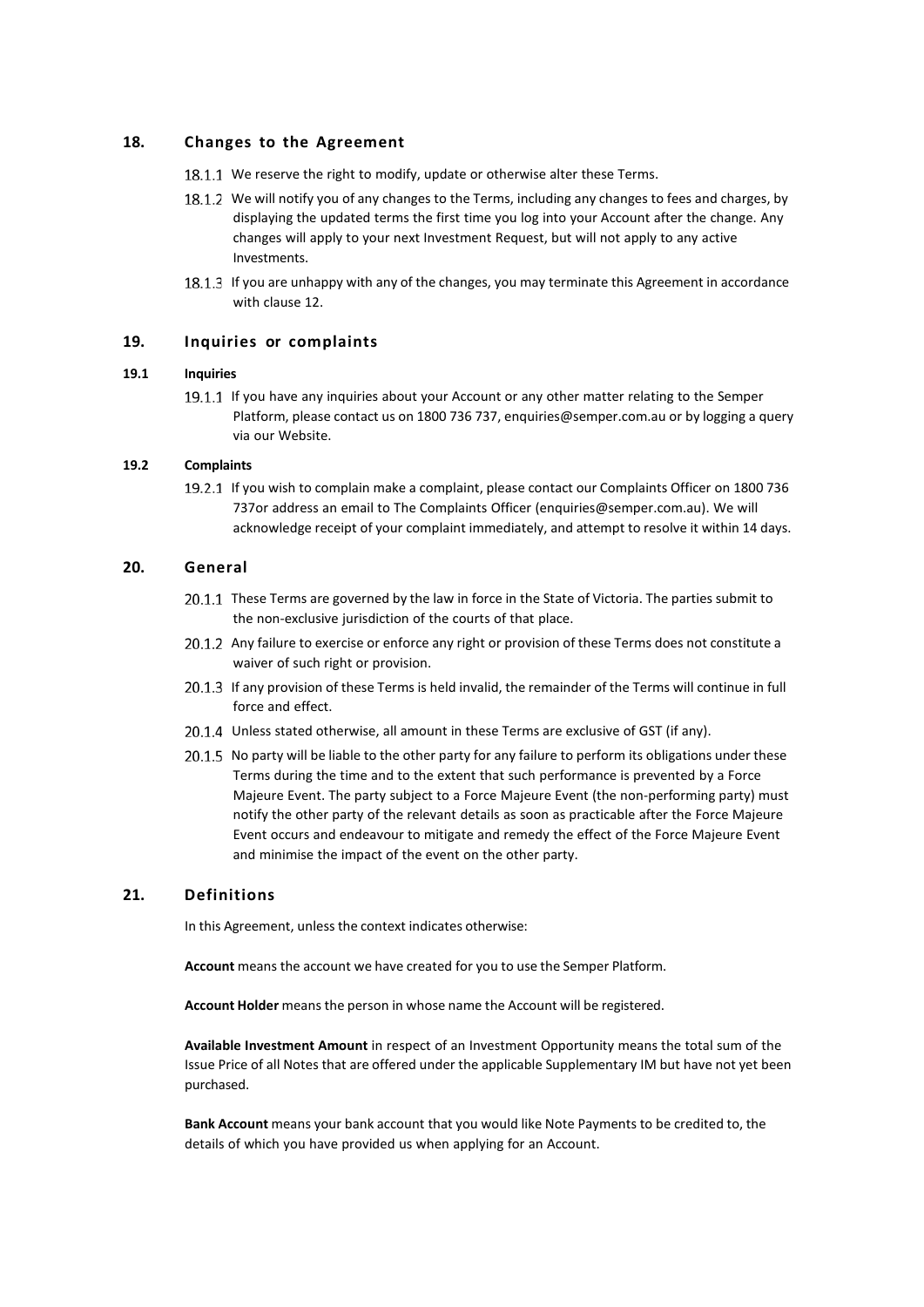## 18. Changes to the Agreement

18.1.1 We reserve the right to modify, update or otherwise alter these Terms.

18.1.2 We will notify you of any changes to the Terms, including any changes to fees and charges, by displaying the updated terms the first time you log into your Account after the change. Any changes will apply to your next Investment Request, but will not apply to any active Investments.

18.1.3 If you are unhappy with any of the changes, you may terminate this Agreement in accordance with clause 12.

## 19. Inquiries or complaints

### 19.1 Inquiries

19.1.1 If you have any inquiries about your Account or any other matter relating to the Semper Platform, please contact us on 1800 736 737, enquiries@semper.com.au or by logging a query via our Website.

### 19.2 Complaints

19.2.1 If you wish to complain make a complaint, please contact our Complaints Officer on 1800 736 737or address an email to The Complaints Officer (enquiries@semper.com.au). We will acknowledge receipt of your complaint immediately, and attempt to resolve it within 14 days.

## 20. General

20.1.1 These Terms are governed by the law in force in the State of Victoria. The parties submit to the non-exclusive jurisdiction of the courts of that place.

20.1.2 Any failure to exercise or enforce any right or provision of these Terms does not constitute a waiver of such right or provision.

20.1.3 If any provision of these Terms is held invalid, the remainder of the Terms will continue in full force and effect.

20.1.4 Unless stated otherwise, all amount in these Terms are exclusive of GST (if any).

20.1.5 No party will be liable to the other party for any failure to perform its obligations under these Terms during the time and to the extent that such performance is prevented by a Force Majeure Event. The party subject to a Force Majeure Event (the non-performing party) must notify the other party of the relevant details as soon as practicable after the Force Majeure Event occurs and endeavour to mitigate and remedy the effect of the Force Majeure Event and minimise the impact of the event on the other party.

## 21. Definitions

In this Agreement, unless the context indicates otherwise:

**Account** means the account we have created for you to use the Semper Platform.

**Account Holder** means the person in whose name the Account will be registered.

**Available Investment Amount** in respect of an Investment Opportunity means the total sum of the Issue Price of all Notes that are offered under the applicable Supplementary IM but have not yet been purchased.

**Bank Account** means your bank account that you would like Note Payments to be credited to, the details of which you have provided us when applying for an Account.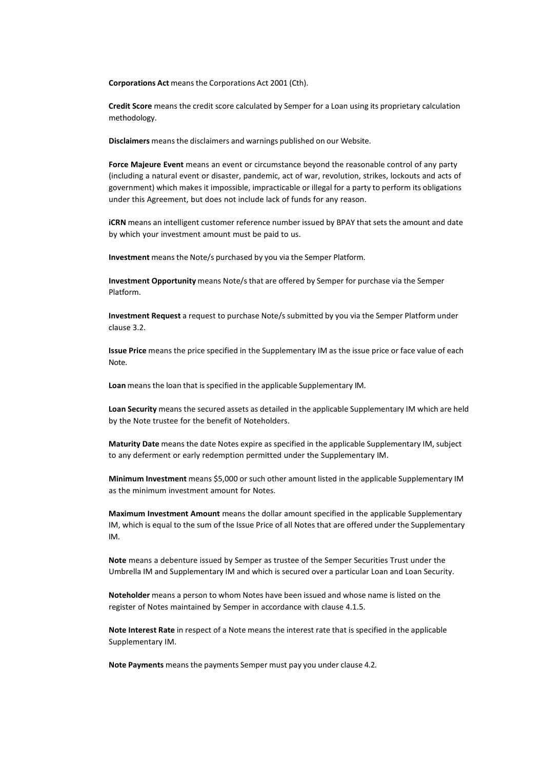**Corporations Act** means the Corporations Act 2001 (Cth).

**Credit Score** means the credit score calculated by Semper for a Loan using its proprietary calculation methodology.

**Disclaimers** means the disclaimers and warnings published on our Website.

**Force Majeure Event** means an event or circumstance beyond the reasonable control of any party (including a natural event or disaster, pandemic, act of war, revolution, strikes, lockouts and acts of government) which makes it impossible, impracticable or illegal for a party to perform its obligations under this Agreement, but does not include lack of funds for any reason.

**iCRN** means an intelligent customer reference number issued by BPAY that sets the amount and date by which your investment amount must be paid to us.

**Investment** means the Note/s purchased by you via the Semper Platform.

**Investment Opportunity** means Note/s that are offered by Semper for purchase via the Semper Platform.

**Investment Request** a request to purchase Note/s submitted by you via the Semper Platform under clause 3.2.

**Issue Price** means the price specified in the Supplementary IM as the issue price or face value of each Note.

**Loan** means the loan that is specified in the applicable Supplementary IM.

**Loan Security** means the secured assets as detailed in the applicable Supplementary IM which are held by the Note trustee for the benefit of Noteholders.

**Maturity Date** means the date Notes expire as specified in the applicable Supplementary IM, subject to any deferment or early redemption permitted under the Supplementary IM.

**Minimum Investment** means $5,000 or such other amount listed in the applicable Supplementary IM as the minimum investment amount for Notes.

**Maximum Investment Amount** means the dollar amount specified in the applicable Supplementary IM, which is equal to the sum of the Issue Price of all Notes that are offered under the Supplementary IM.

**Note** means a debenture issued by Semper as trustee of the Semper Securities Trust under the Umbrella IM and Supplementary IM and which is secured over a particular Loan and Loan Security.

**Noteholder** means a person to whom Notes have been issued and whose name is listed on the register of Notes maintained by Semper in accordance with clause 4.1.5.

**Note Interest Rate** in respect of a Note means the interest rate that is specified in the applicable Supplementary IM.

**Note Payments** means the payments Semper must pay you under clause 4.2.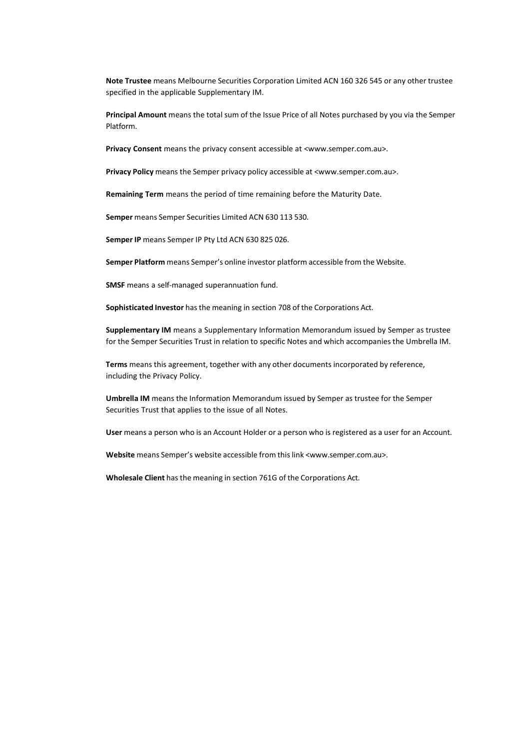**Note Trustee** means Melbourne Securities Corporation Limited ACN 160 326 545 or any other trustee specified in the applicable Supplementary IM.

**Principal Amount** means the total sum of the Issue Price of all Notes purchased by you via the Semper Platform.

**Privacy Consent** means the privacy consent accessible at <www.semper.com.au>.

**Privacy Policy** means the Semper privacy policy accessible at <www.semper.com.au>.

**Remaining Term** means the period of time remaining before the Maturity Date.

**Semper** means Semper Securities Limited ACN 630 113 530.

**Semper IP** means Semper IP Pty Ltd ACN 630 825 026.

**Semper Platform** means Semper's online investor platform accessible from the Website.

**SMSF** means a self-managed superannuation fund.

**Sophisticated Investor** has the meaning in section 708 of the Corporations Act.

**Supplementary IM** means a Supplementary Information Memorandum issued by Semper as trustee for the Semper Securities Trust in relation to specific Notes and which accompanies the Umbrella IM.

**Terms** means this agreement, together with any other documents incorporated by reference, including the Privacy Policy.

**Umbrella IM** means the Information Memorandum issued by Semper as trustee for the Semper Securities Trust that applies to the issue of all Notes.

**User** means a person who is an Account Holder or a person who is registered as a user for an Account.

**Website** means Semper's website accessible from this link <www.semper.com.au>.

**Wholesale Client** has the meaning in section 761G of the Corporations Act.